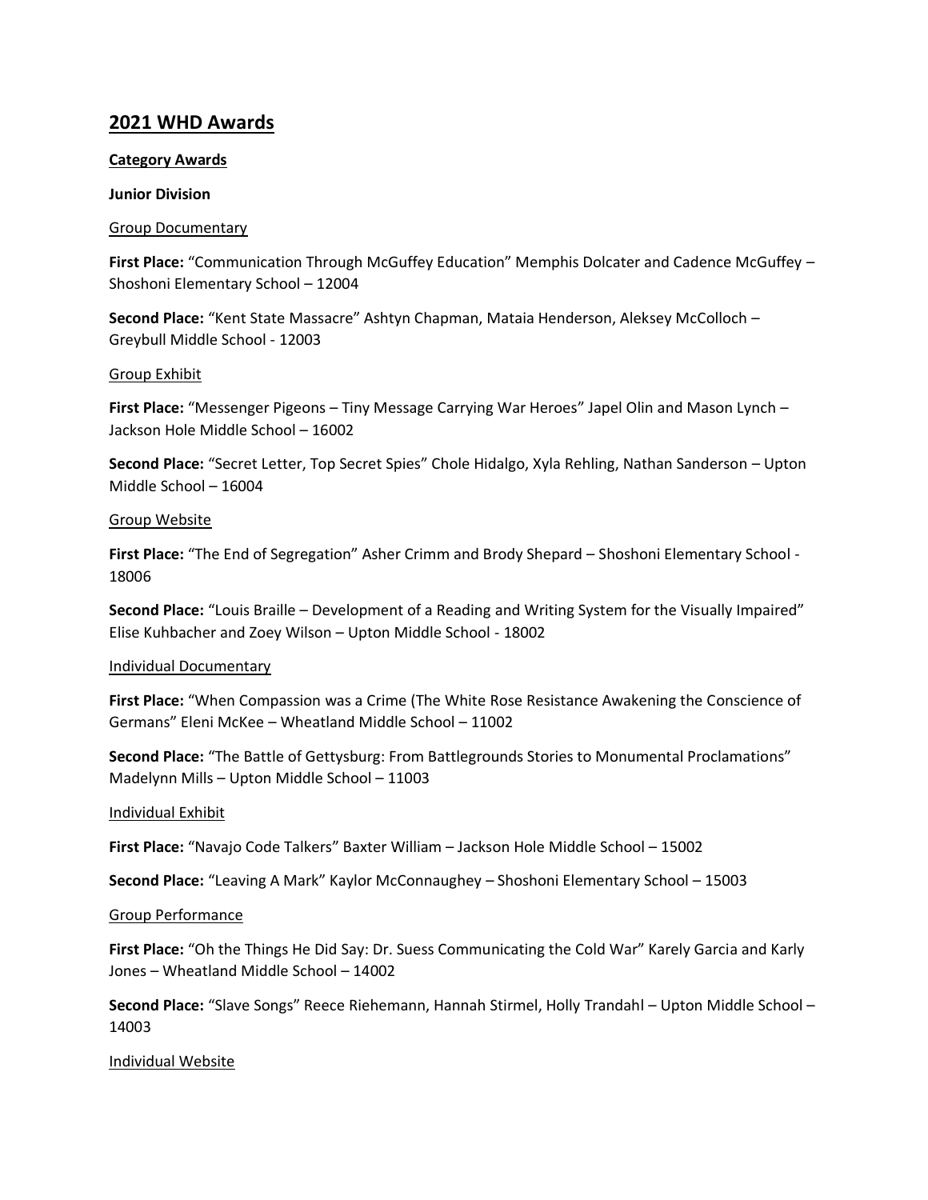## 2021 WHD Awards

**Category Awards**

**Junior Division**

Group Documentary

**First Place:** "Communication Through McGuffey Education" Memphis Dolcater and Cadence McGuffey – Shoshoni Elementary School – 12004

**Second Place:** "Kent State Massacre" Ashtyn Chapman, Mataia Henderson, Aleksey McColloch – Greybull Middle School - 12003

Group Exhibit

**First Place:** "Messenger Pigeons – Tiny Message Carrying War Heroes" Japel Olin and Mason Lynch – Jackson Hole Middle School – 16002

**Second Place:** "Secret Letter, Top Secret Spies" Chole Hidalgo, Xyla Rehling, Nathan Sanderson – Upton Middle School – 16004

Group Website

**First Place:** "The End of Segregation" Asher Crimm and Brody Shepard – Shoshoni Elementary School - 18006

**Second Place:** "Louis Braille – Development of a Reading and Writing System for the Visually Impaired" Elise Kuhbacher and Zoey Wilson – Upton Middle School - 18002

Individual Documentary

**First Place:** "When Compassion was a Crime (The White Rose Resistance Awakening the Conscience of Germans" Eleni McKee – Wheatland Middle School – 11002

**Second Place:** "The Battle of Gettysburg: From Battlegrounds Stories to Monumental Proclamations" Madelynn Mills – Upton Middle School – 11003

Individual Exhibit

**First Place:** "Navajo Code Talkers" Baxter William – Jackson Hole Middle School – 15002

**Second Place:** "Leaving A Mark" Kaylor McConnaughey – Shoshoni Elementary School – 15003

Group Performance

**First Place:** "Oh the Things He Did Say: Dr. Suess Communicating the Cold War" Karely Garcia and Karly Jones – Wheatland Middle School – 14002

**Second Place:** "Slave Songs" Reece Riehemann, Hannah Stirmel, Holly Trandahl – Upton Middle School – 14003

Individual Website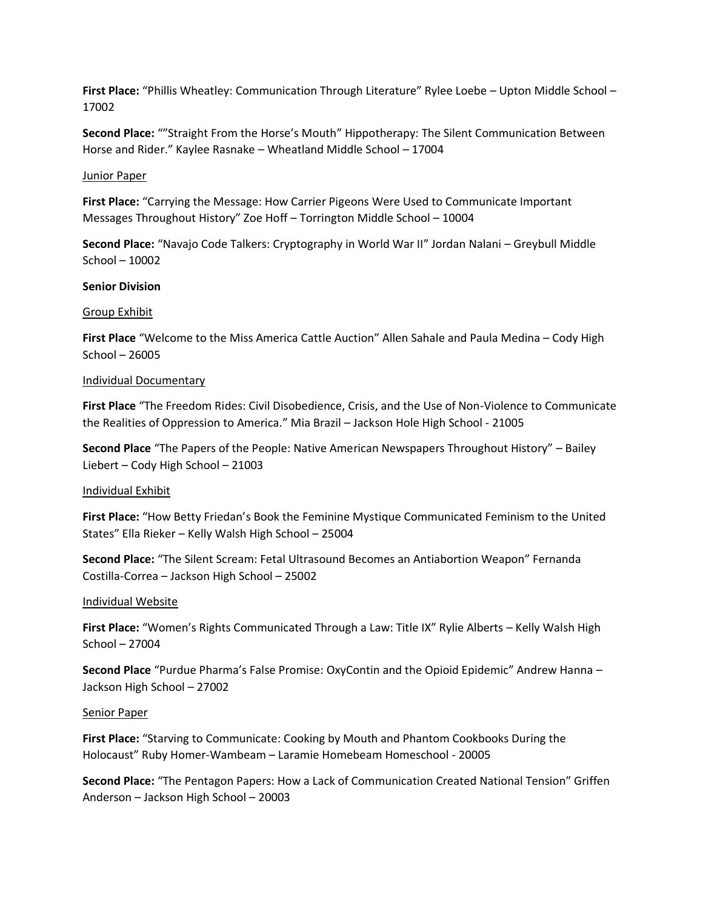**First Place:** "Phillis Wheatley: Communication Through Literature" Rylee Loebe – Upton Middle School – 17002

**Second Place:** ""Straight From the Horse's Mouth" Hippotherapy: The Silent Communication Between Horse and Rider." Kaylee Rasnake – Wheatland Middle School – 17004

Junior Paper

**First Place:** "Carrying the Message: How Carrier Pigeons Were Used to Communicate Important Messages Throughout History" Zoe Hoff – Torrington Middle School – 10004

**Second Place:** "Navajo Code Talkers: Cryptography in World War II" Jordan Nalani – Greybull Middle School – 10002

**Senior Division**

Group Exhibit

**First Place** "Welcome to the Miss America Cattle Auction" Allen Sahale and Paula Medina – Cody High School – 26005

Individual Documentary

**First Place** "The Freedom Rides: Civil Disobedience, Crisis, and the Use of Non-Violence to Communicate the Realities of Oppression to America." Mia Brazil – Jackson Hole High School - 21005

**Second Place** "The Papers of the People: Native American Newspapers Throughout History" – Bailey Liebert – Cody High School – 21003

Individual Exhibit

**First Place:** "How Betty Friedan's Book the Feminine Mystique Communicated Feminism to the United States" Ella Rieker – Kelly Walsh High School – 25004

**Second Place:** "The Silent Scream: Fetal Ultrasound Becomes an Antiabortion Weapon" Fernanda Costilla-Correa – Jackson High School – 25002

Individual Website

**First Place:** "Women's Rights Communicated Through a Law: Title IX" Rylie Alberts – Kelly Walsh High School – 27004

**Second Place** "Purdue Pharma's False Promise: OxyContin and the Opioid Epidemic" Andrew Hanna – Jackson High School – 27002

Senior Paper

**First Place:** "Starving to Communicate: Cooking by Mouth and Phantom Cookbooks During the Holocaust" Ruby Homer-Wambeam – Laramie Homebeam Homeschool - 20005

**Second Place:** "The Pentagon Papers: How a Lack of Communication Created National Tension" Griffen Anderson – Jackson High School – 20003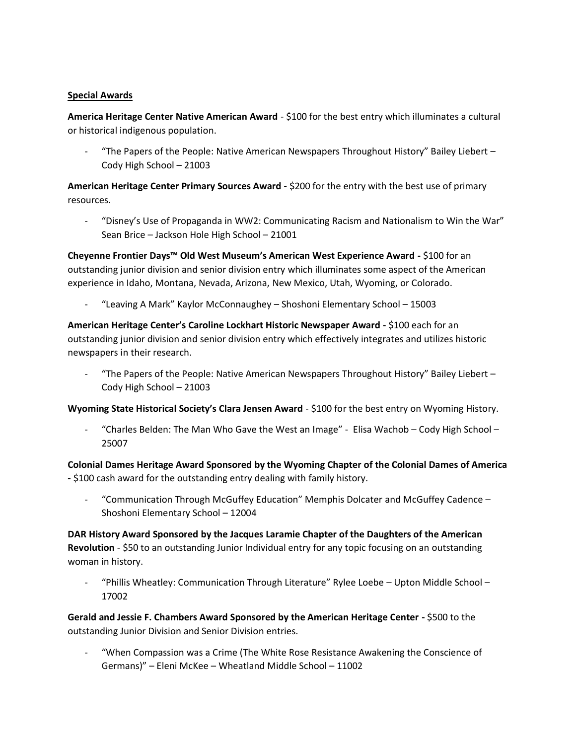**Special Awards**

**America Heritage Center Native American Award** - $100 for the best entry which illuminates a cultural or historical indigenous population.

- "The Papers of the People: Native American Newspapers Throughout History" Bailey Liebert – Cody High School – 21003

**American Heritage Center Primary Sources Award -** $200 for the entry with the best use of primary resources.

- "Disney's Use of Propaganda in WW2: Communicating Racism and Nationalism to Win the War" Sean Brice – Jackson Hole High School – 21001

**Cheyenne Frontier Days™ Old West Museum's American West Experience Award -** $100 for an outstanding junior division and senior division entry which illuminates some aspect of the American experience in Idaho, Montana, Nevada, Arizona, New Mexico, Utah, Wyoming, or Colorado.

- "Leaving A Mark" Kaylor McConnaughey – Shoshoni Elementary School – 15003

**American Heritage Center's Caroline Lockhart Historic Newspaper Award -** $100 each for an outstanding junior division and senior division entry which effectively integrates and utilizes historic newspapers in their research.

- "The Papers of the People: Native American Newspapers Throughout History" Bailey Liebert – Cody High School – 21003

**Wyoming State Historical Society's Clara Jensen Award** - $100 for the best entry on Wyoming History.

- "Charles Belden: The Man Who Gave the West an Image" - Elisa Wachob – Cody High School – 25007

**Colonial Dames Heritage Award Sponsored by the Wyoming Chapter of the Colonial Dames of America -** $100 cash award for the outstanding entry dealing with family history.

- "Communication Through McGuffey Education" Memphis Dolcater and McGuffey Cadence – Shoshoni Elementary School – 12004

**DAR History Award Sponsored by the Jacques Laramie Chapter of the Daughters of the American Revolution** - $50 to an outstanding Junior Individual entry for any topic focusing on an outstanding woman in history.

- "Phillis Wheatley: Communication Through Literature" Rylee Loebe – Upton Middle School – 17002

**Gerald and Jessie F. Chambers Award Sponsored by the American Heritage Center -** $500 to the outstanding Junior Division and Senior Division entries.

- "When Compassion was a Crime (The White Rose Resistance Awakening the Conscience of Germans)" – Eleni McKee – Wheatland Middle School – 11002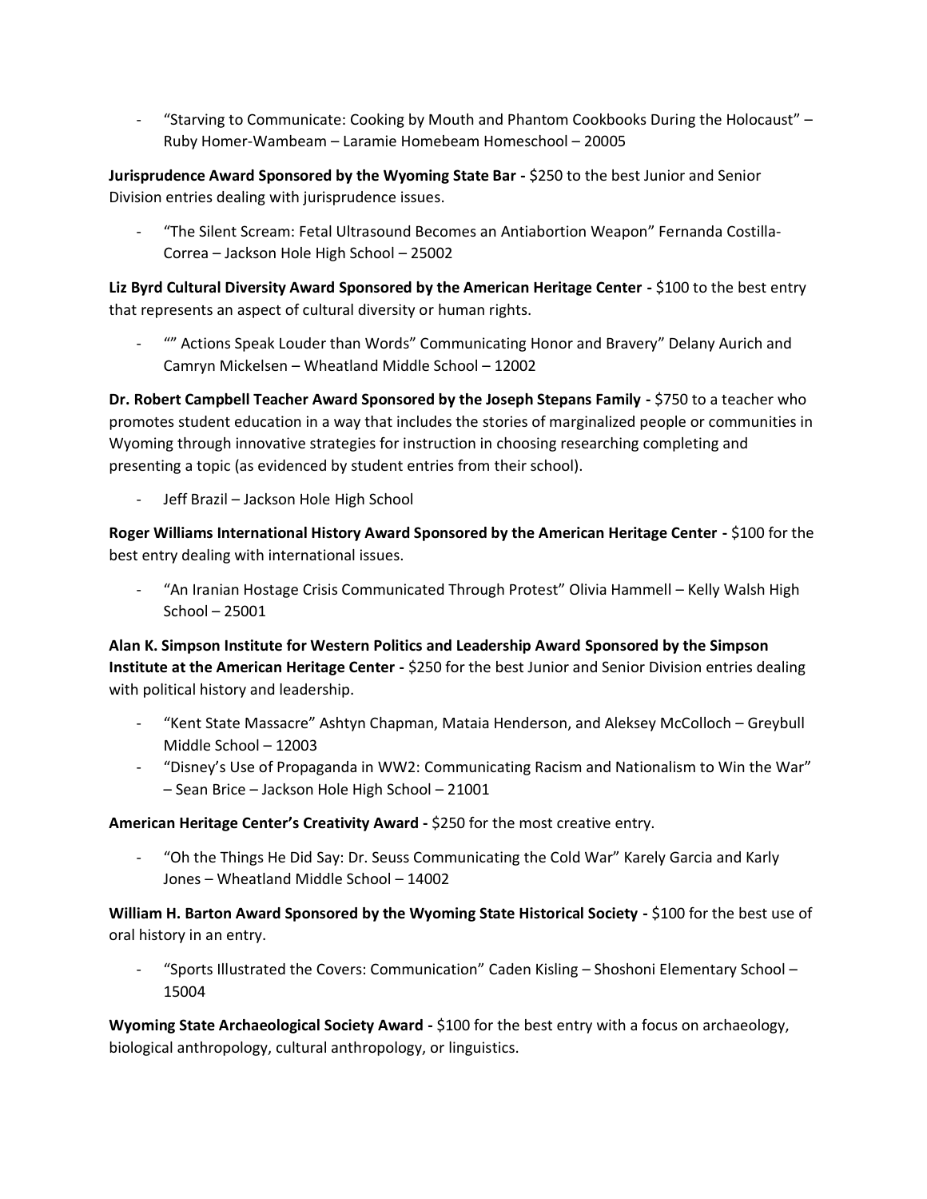- “Starving to Communicate: Cooking by Mouth and Phantom Cookbooks During the Holocaust” – Ruby Homer-Wambeam – Laramie Homebeam Homeschool – 20005

**Jurisprudence Award Sponsored by the Wyoming State Bar -** $250 to the best Junior and Senior Division entries dealing with jurisprudence issues.

- “The Silent Scream: Fetal Ultrasound Becomes an Antiabortion Weapon” Fernanda Costilla-Correa – Jackson Hole High School – 25002

**Liz Byrd Cultural Diversity Award Sponsored by the American Heritage Center -** $100 to the best entry that represents an aspect of cultural diversity or human rights.

- “” Actions Speak Louder than Words” Communicating Honor and Bravery” Delany Aurich and Camryn Mickelsen – Wheatland Middle School – 12002

**Dr. Robert Campbell Teacher Award Sponsored by the Joseph Stepans Family -** $750 to a teacher who promotes student education in a way that includes the stories of marginalized people or communities in Wyoming through innovative strategies for instruction in choosing researching completing and presenting a topic (as evidenced by student entries from their school).

- Jeff Brazil – Jackson Hole High School

**Roger Williams International History Award Sponsored by the American Heritage Center -** $100 for the best entry dealing with international issues.

- “An Iranian Hostage Crisis Communicated Through Protest” Olivia Hammell – Kelly Walsh High School – 25001

**Alan K. Simpson Institute for Western Politics and Leadership Award Sponsored by the Simpson Institute at the American Heritage Center -** $250 for the best Junior and Senior Division entries dealing with political history and leadership.

- “Kent State Massacre” Ashtyn Chapman, Mataia Henderson, and Aleksey McColloch – Greybull Middle School – 12003
- “Disney’s Use of Propaganda in WW2: Communicating Racism and Nationalism to Win the War” – Sean Brice – Jackson Hole High School – 21001

**American Heritage Center’s Creativity Award -** $250 for the most creative entry.

- “Oh the Things He Did Say: Dr. Seuss Communicating the Cold War” Karely Garcia and Karly Jones – Wheatland Middle School – 14002

**William H. Barton Award Sponsored by the Wyoming State Historical Society -** $100 for the best use of oral history in an entry.

- “Sports Illustrated the Covers: Communication” Caden Kisling – Shoshoni Elementary School – 15004

**Wyoming State Archaeological Society Award -** $100 for the best entry with a focus on archaeology, biological anthropology, cultural anthropology, or linguistics.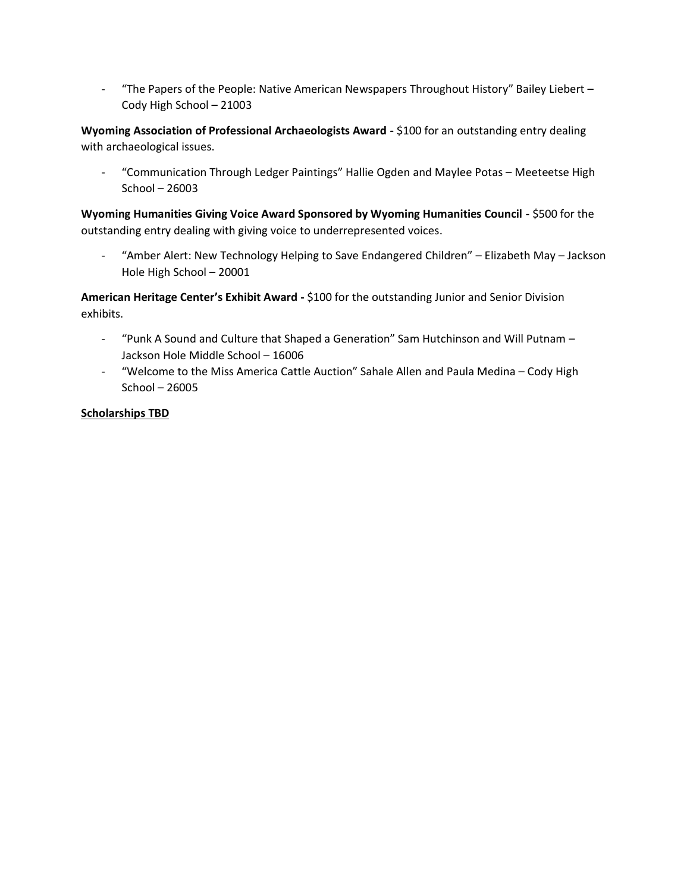- "The Papers of the People: Native American Newspapers Throughout History" Bailey Liebert – Cody High School – 21003

**Wyoming Association of Professional Archaeologists Award -** $100 for an outstanding entry dealing with archaeological issues.

- "Communication Through Ledger Paintings" Hallie Ogden and Maylee Potas – Meeteetse High School – 26003

**Wyoming Humanities Giving Voice Award Sponsored by Wyoming Humanities Council -** $500 for the outstanding entry dealing with giving voice to underrepresented voices.

- "Amber Alert: New Technology Helping to Save Endangered Children" – Elizabeth May – Jackson Hole High School – 20001

**American Heritage Center's Exhibit Award -** $100 for the outstanding Junior and Senior Division exhibits.

- "Punk A Sound and Culture that Shaped a Generation" Sam Hutchinson and Will Putnam – Jackson Hole Middle School – 16006
- "Welcome to the Miss America Cattle Auction" Sahale Allen and Paula Medina – Cody High School – 26005

**<u>Scholarships TBD</u>**